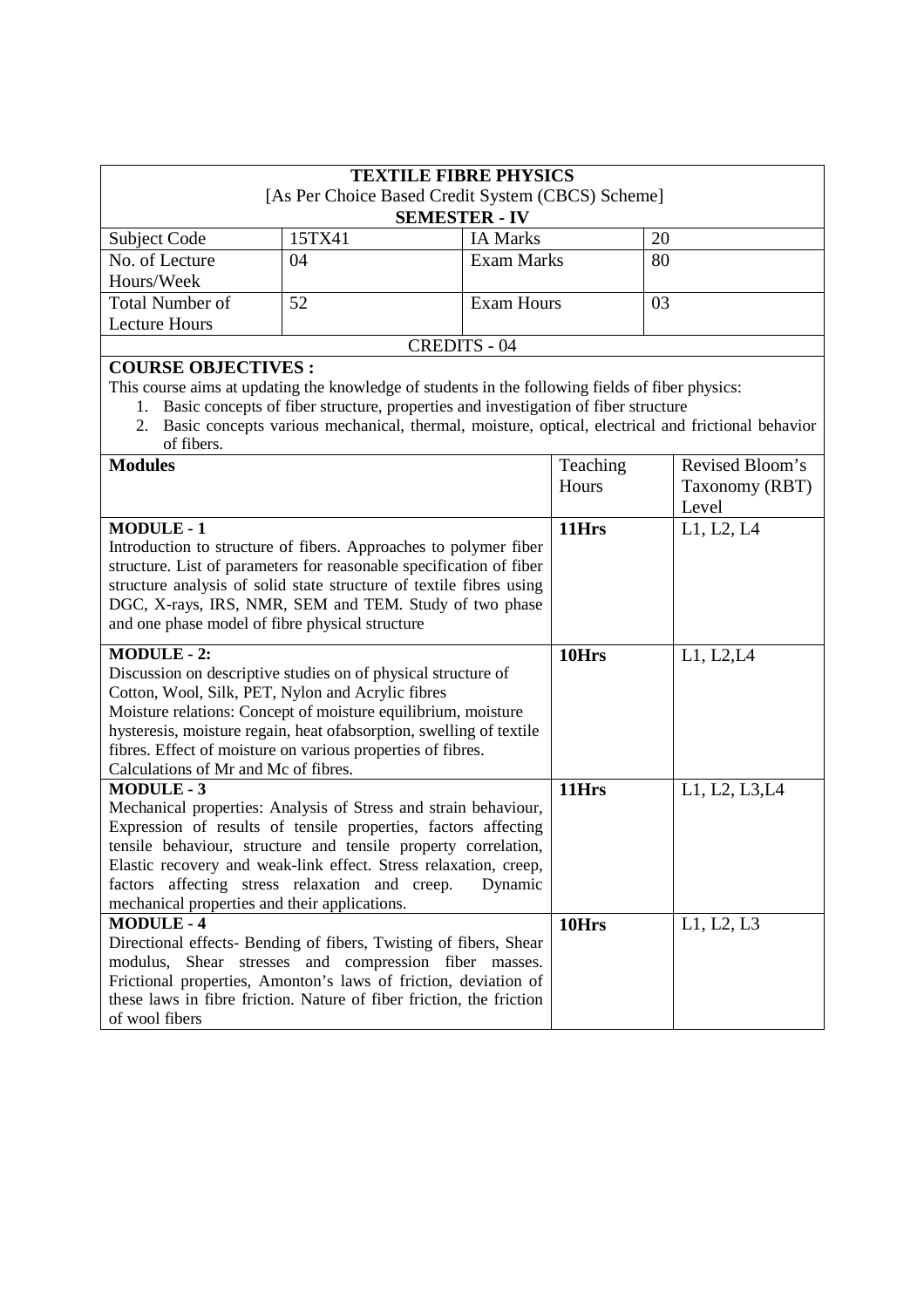# TEXTILE FIBRE PHYSICS

[As Per Choice Based Credit System (CBCS) Scheme]

**SEMESTER - IV**

| Subject Code | 15TX41 | IA Marks | 20 |
|---|---|---|---|
| No. of Lecture Hours/Week | 04 | Exam Marks | 80 |
| Total Number of Lecture Hours | 52 | Exam Hours | 03 |

CREDITS - 04

**COURSE OBJECTIVES :**

This course aims at updating the knowledge of students in the following fields of fiber physics:

1. Basic concepts of fiber structure, properties and investigation of fiber structure
2. Basic concepts various mechanical, thermal, moisture, optical, electrical and frictional behavior of fibers.

| **Modules** | Teaching Hours | Revised Bloom's Taxonomy (RBT) Level |
|---|---|---|
| **MODULE - 1**<br>Introduction to structure of fibers. Approaches to polymer fiber structure. List of parameters for reasonable specification of fiber structure analysis of solid state structure of textile fibres using DGC, X-rays, IRS, NMR, SEM and TEM. Study of two phase and one phase model of fibre physical structure | **11Hrs** | L1, L2, L4 |
| **MODULE - 2:**<br>Discussion on descriptive studies on of physical structure of Cotton, Wool, Silk, PET, Nylon and Acrylic fibres<br>Moisture relations: Concept of moisture equilibrium, moisture hysteresis, moisture regain, heat ofabsorption, swelling of textile fibres. Effect of moisture on various properties of fibres.<br>Calculations of Mr and Mc of fibres. | **10Hrs** | L1, L2,L4 |
| **MODULE - 3**<br>Mechanical properties: Analysis of Stress and strain behaviour, Expression of results of tensile properties, factors affecting tensile behaviour, structure and tensile property correlation, Elastic recovery and weak-link effect. Stress relaxation, creep, factors affecting stress relaxation and creep. Dynamic mechanical properties and their applications. | **11Hrs** | L1, L2, L3,L4 |
| **MODULE - 4**<br>Directional effects- Bending of fibers, Twisting of fibers, Shear modulus, Shear stresses and compression fiber masses. Frictional properties, Amonton's laws of friction, deviation of these laws in fibre friction. Nature of fiber friction, the friction of wool fibers | **10Hrs** | L1, L2, L3 |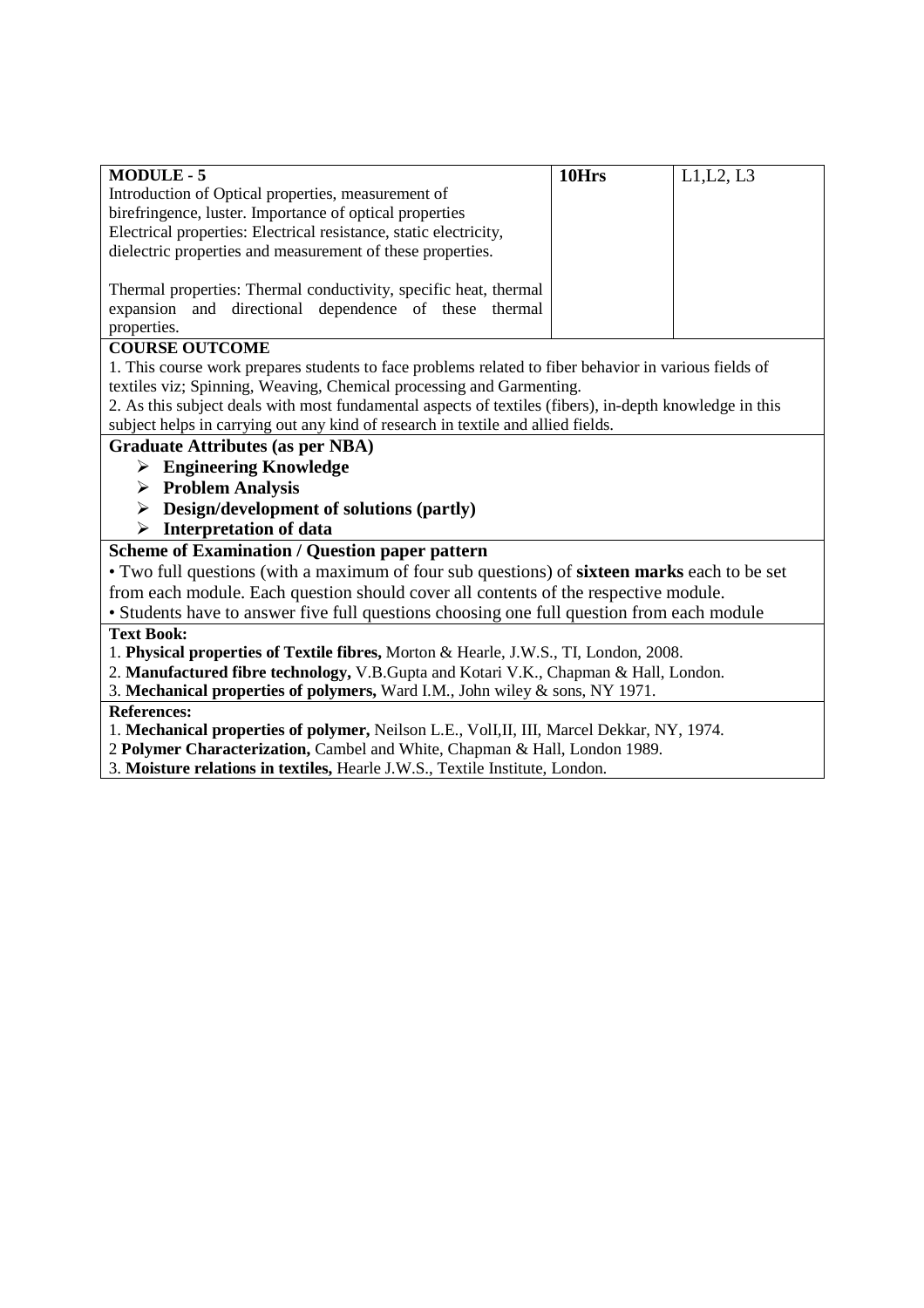| **MODULE - 5** | **10Hrs** | L1,L2, L3 |
| --- | --- | --- |
| Introduction of Optical properties, measurement of birefringence, luster. Importance of optical properties Electrical properties: Electrical resistance, static electricity, dielectric properties and measurement of these properties.<br><br>Thermal properties: Thermal conductivity, specific heat, thermal expansion and directional dependence of these thermal properties. | | |

**COURSE OUTCOME**

1. This course work prepares students to face problems related to fiber behavior in various fields of textiles viz; Spinning, Weaving, Chemical processing and Garmenting.
2. As this subject deals with most fundamental aspects of textiles (fibers), in-depth knowledge in this subject helps in carrying out any kind of research in textile and allied fields.

**Graduate Attributes (as per NBA)**

- **Engineering Knowledge**
- **Problem Analysis**
- **Design/development of solutions (partly)**
- **Interpretation of data**

**Scheme of Examination / Question paper pattern**

• Two full questions (with a maximum of four sub questions) of **sixteen marks** each to be set from each module. Each question should cover all contents of the respective module.

• Students have to answer five full questions choosing one full question from each module

**Text Book:**

1. **Physical properties of Textile fibres,** Morton & Hearle, J.W.S., TI, London, 2008.
2. **Manufactured fibre technology,** V.B.Gupta and Kotari V.K., Chapman & Hall, London.
3. **Mechanical properties of polymers,** Ward I.M., John wiley & sons, NY 1971.

**References:**

1. **Mechanical properties of polymer,** Neilson L.E., VolI,II, III, Marcel Dekkar, NY, 1974.
2. **Polymer Characterization,** Cambel and White, Chapman & Hall, London 1989.
3. **Moisture relations in textiles,** Hearle J.W.S., Textile Institute, London.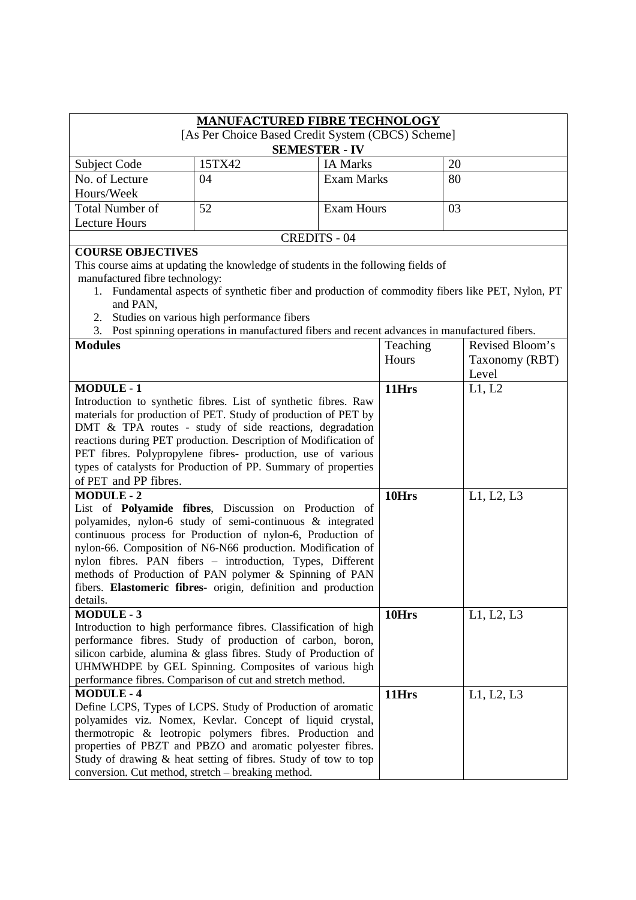## MANUFACTURED FIBRE TECHNOLOGY

[As Per Choice Based Credit System (CBCS) Scheme]

**SEMESTER - IV**

| Subject Code | 15TX42 | IA Marks | 20 |
|---|---|---|---|
| No. of Lecture Hours/Week | 04 | Exam Marks | 80 |
| Total Number of Lecture Hours | 52 | Exam Hours | 03 |

CREDITS - 04

**COURSE OBJECTIVES**

This course aims at updating the knowledge of students in the following fields of manufactured fibre technology:

1. Fundamental aspects of synthetic fiber and production of commodity fibers like PET, Nylon, PT and PAN,
2. Studies on various high performance fibers
3. Post spinning operations in manufactured fibers and recent advances in manufactured fibers.

| **Modules** | Teaching Hours | Revised Bloom's Taxonomy (RBT) Level |
|---|---|---|
| **MODULE - 1**<br>Introduction to synthetic fibres. List of synthetic fibres. Raw materials for production of PET. Study of production of PET by DMT & TPA routes - study of side reactions, degradation reactions during PET production. Description of Modification of PET fibres. Polypropylene fibres- production, use of various types of catalysts for Production of PP. Summary of properties of PET and PP fibres. | **11Hrs** | L1, L2 |
| **MODULE - 2**<br>List of **Polyamide fibres**, Discussion on Production of polyamides, nylon-6 study of semi-continuous & integrated continuous process for Production of nylon-6, Production of nylon-66. Composition of N6-N66 production. Modification of nylon fibres. PAN fibers – introduction, Types, Different methods of Production of PAN polymer & Spinning of PAN fibers. **Elastomeric fibres-** origin, definition and production details. | **10Hrs** | L1, L2, L3 |
| **MODULE - 3**<br>Introduction to high performance fibres. Classification of high performance fibres. Study of production of carbon, boron, silicon carbide, alumina & glass fibres. Study of Production of UHMWHDPE by GEL Spinning. Composites of various high performance fibres. Comparison of cut and stretch method. | **10Hrs** | L1, L2, L3 |
| **MODULE - 4**<br>Define LCPS, Types of LCPS. Study of Production of aromatic polyamides viz. Nomex, Kevlar. Concept of liquid crystal, thermotropic & leotropic polymers fibres. Production and properties of PBZT and PBZO and aromatic polyester fibres. Study of drawing & heat setting of fibres. Study of tow to top conversion. Cut method, stretch – breaking method. | **11Hrs** | L1, L2, L3 |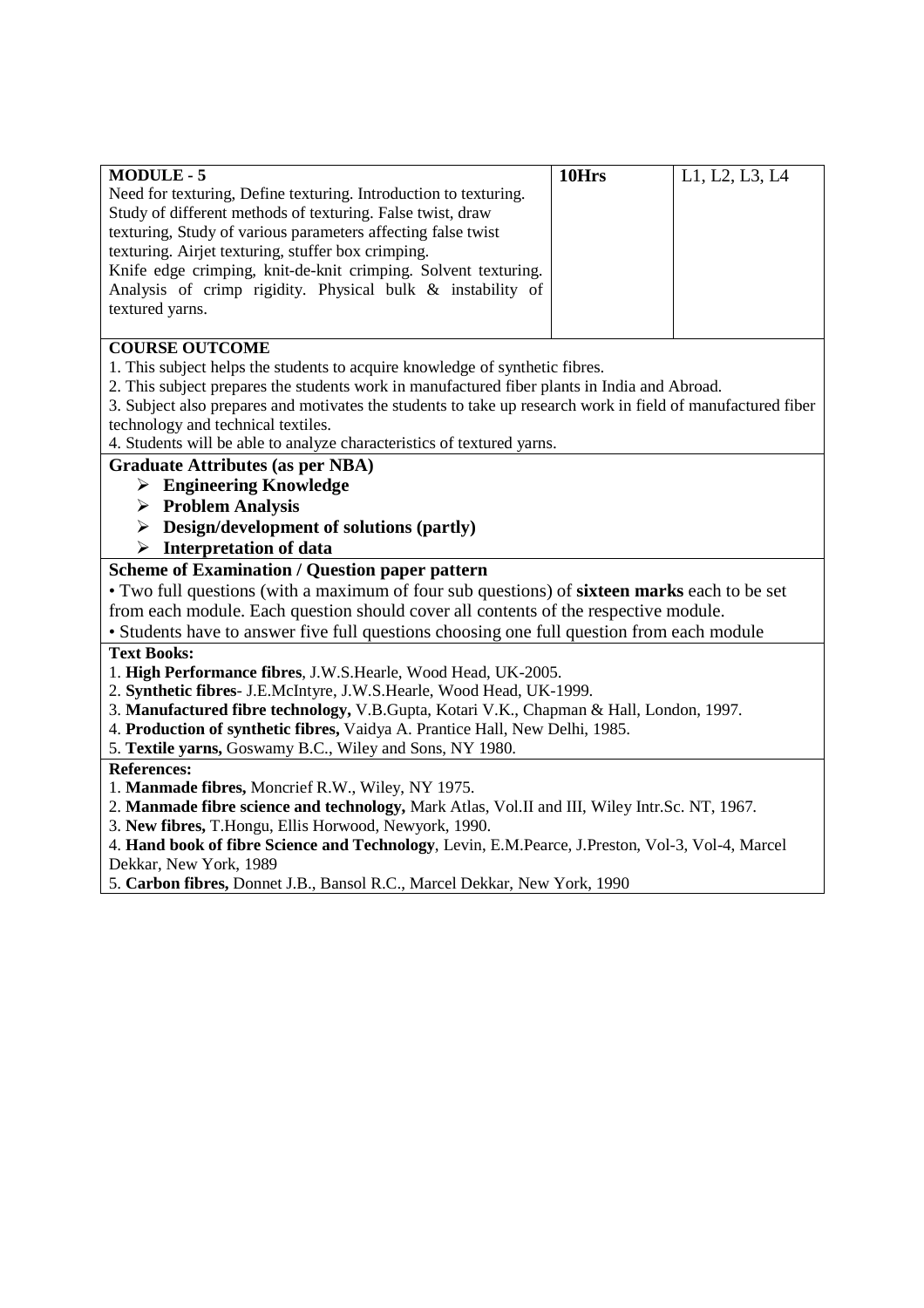| MODULE - 5 | 10Hrs | L1, L2, L3, L4 |
|---|---|---|
| Need for texturing, Define texturing. Introduction to texturing. Study of different methods of texturing. False twist, draw texturing, Study of various parameters affecting false twist texturing. Airjet texturing, stuffer box crimping. Knife edge crimping, knit-de-knit crimping. Solvent texturing. Analysis of crimp rigidity. Physical bulk & instability of textured yarns. | | |

**COURSE OUTCOME**

1. This subject helps the students to acquire knowledge of synthetic fibres.
2. This subject prepares the students work in manufactured fiber plants in India and Abroad.
3. Subject also prepares and motivates the students to take up research work in field of manufactured fiber technology and technical textiles.
4. Students will be able to analyze characteristics of textured yarns.

**Graduate Attributes (as per NBA)**

- **Engineering Knowledge**
- **Problem Analysis**
- **Design/development of solutions (partly)**
- **Interpretation of data**

**Scheme of Examination / Question paper pattern**

• Two full questions (with a maximum of four sub questions) of **sixteen marks** each to be set from each module. Each question should cover all contents of the respective module.

• Students have to answer five full questions choosing one full question from each module

**Text Books:**

1. **High Performance fibres**, J.W.S.Hearle, Wood Head, UK-2005.
2. **Synthetic fibres**- J.E.McIntyre, J.W.S.Hearle, Wood Head, UK-1999.
3. **Manufactured fibre technology,** V.B.Gupta, Kotari V.K., Chapman & Hall, London, 1997.
4. **Production of synthetic fibres,** Vaidya A. Prantice Hall, New Delhi, 1985.
5. **Textile yarns,** Goswamy B.C., Wiley and Sons, NY 1980.

**References:**

1. **Manmade fibres,** Moncrief R.W., Wiley, NY 1975.
2. **Manmade fibre science and technology,** Mark Atlas, Vol.II and III, Wiley Intr.Sc. NT, 1967.
3. **New fibres,** T.Hongu, Ellis Horwood, Newyork, 1990.
4. **Hand book of fibre Science and Technology**, Levin, E.M.Pearce, J.Preston, Vol-3, Vol-4, Marcel Dekkar, New York, 1989
5. **Carbon fibres,** Donnet J.B., Bansol R.C., Marcel Dekkar, New York, 1990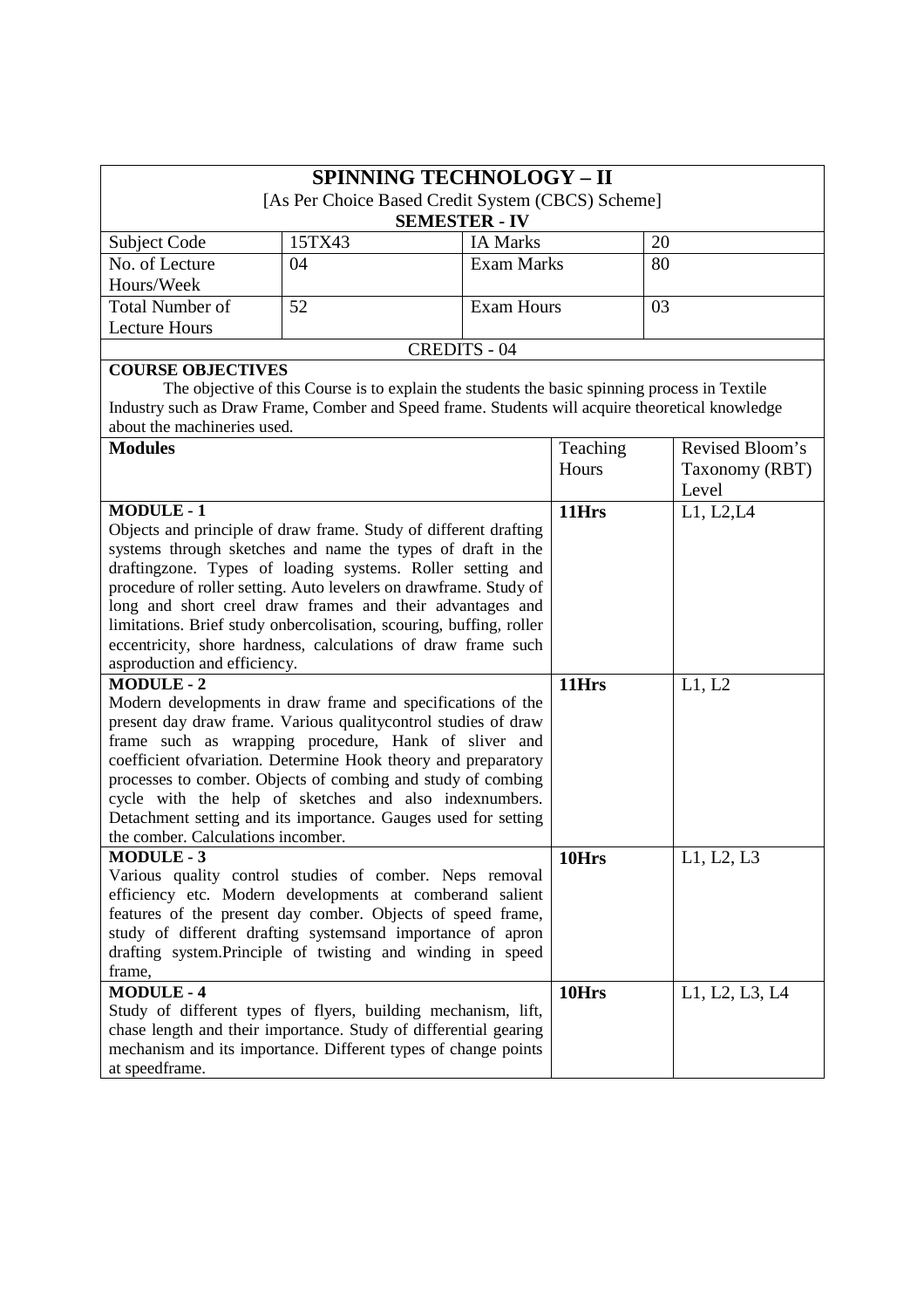# SPINNING TECHNOLOGY – II

[As Per Choice Based Credit System (CBCS) Scheme]

**SEMESTER - IV**

| | | | |
|---|---|---|---|
| Subject Code | 15TX43 | IA Marks | 20 |
| No. of Lecture Hours/Week | 04 | Exam Marks | 80 |
| Total Number of Lecture Hours | 52 | Exam Hours | 03 |

**CREDITS - 04**

**COURSE OBJECTIVES**

The objective of this Course is to explain the students the basic spinning process in Textile Industry such as Draw Frame, Comber and Speed frame. Students will acquire theoretical knowledge about the machineries used.

| **Modules** | Teaching Hours | Revised Bloom's Taxonomy (RBT) Level |
|---|---|---|
| **MODULE - 1**<br>Objects and principle of draw frame. Study of different drafting systems through sketches and name the types of draft in the draftingzone. Types of loading systems. Roller setting and procedure of roller setting. Auto levelers on drawframe. Study of long and short creel draw frames and their advantages and limitations. Brief study onbercolisation, scouring, buffing, roller eccentricity, shore hardness, calculations of draw frame such asproduction and efficiency. | **11Hrs** | L1, L2,L4 |
| **MODULE - 2**<br>Modern developments in draw frame and specifications of the present day draw frame. Various qualitycontrol studies of draw frame such as wrapping procedure, Hank of sliver and coefficient ofvariation. Determine Hook theory and preparatory processes to comber. Objects of combing and study of combing cycle with the help of sketches and also indexnumbers. Detachment setting and its importance. Gauges used for setting the comber. Calculations incomber. | **11Hrs** | L1, L2 |
| **MODULE - 3**<br>Various quality control studies of comber. Neps removal efficiency etc. Modern developments at comberand salient features of the present day comber. Objects of speed frame, study of different drafting systemsand importance of apron drafting system.Principle of twisting and winding in speed frame, | **10Hrs** | L1, L2, L3 |
| **MODULE - 4**<br>Study of different types of flyers, building mechanism, lift, chase length and their importance. Study of differential gearing mechanism and its importance. Different types of change points at speedframe. | **10Hrs** | L1, L2, L3, L4 |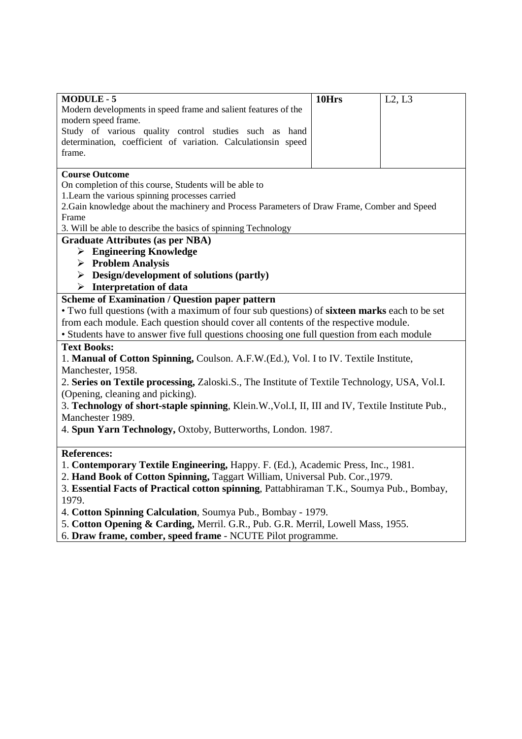| **MODULE - 5**<br>Modern developments in speed frame and salient features of the modern speed frame.<br>Study of various quality control studies such as hand determination, coefficient of variation. Calculationsin speed frame. | **10Hrs** | L2, L3 |
| --- | --- | --- |

**Course Outcome**

On completion of this course, Students will be able to

1.Learn the various spinning processes carried

2.Gain knowledge about the machinery and Process Parameters of Draw Frame, Comber and Speed Frame

3. Will be able to describe the basics of spinning Technology

**Graduate Attributes (as per NBA)**

- **Engineering Knowledge**
- **Problem Analysis**
- **Design/development of solutions (partly)**
- **Interpretation of data**

**Scheme of Examination / Question paper pattern**

• Two full questions (with a maximum of four sub questions) of **sixteen marks** each to be set from each module. Each question should cover all contents of the respective module.

• Students have to answer five full questions choosing one full question from each module

**Text Books:**

1. **Manual of Cotton Spinning,** Coulson. A.F.W.(Ed.), Vol. I to IV. Textile Institute, Manchester, 1958.
2. **Series on Textile processing,** Zaloski.S., The Institute of Textile Technology, USA, Vol.I. (Opening, cleaning and picking).
3. **Technology of short-staple spinning**, Klein.W.,Vol.I, II, III and IV, Textile Institute Pub., Manchester 1989.
4. **Spun Yarn Technology,** Oxtoby, Butterworths, London. 1987.

**References:**

1. **Contemporary Textile Engineering,** Happy. F. (Ed.), Academic Press, Inc., 1981.
2. **Hand Book of Cotton Spinning,** Taggart William, Universal Pub. Cor.,1979.
3. **Essential Facts of Practical cotton spinning**, Pattabhiraman T.K., Soumya Pub., Bombay, 1979.
4. **Cotton Spinning Calculation**, Soumya Pub., Bombay - 1979.
5. **Cotton Opening & Carding,** Merril. G.R., Pub. G.R. Merril, Lowell Mass, 1955.
6. **Draw frame, comber, speed frame** - NCUTE Pilot programme.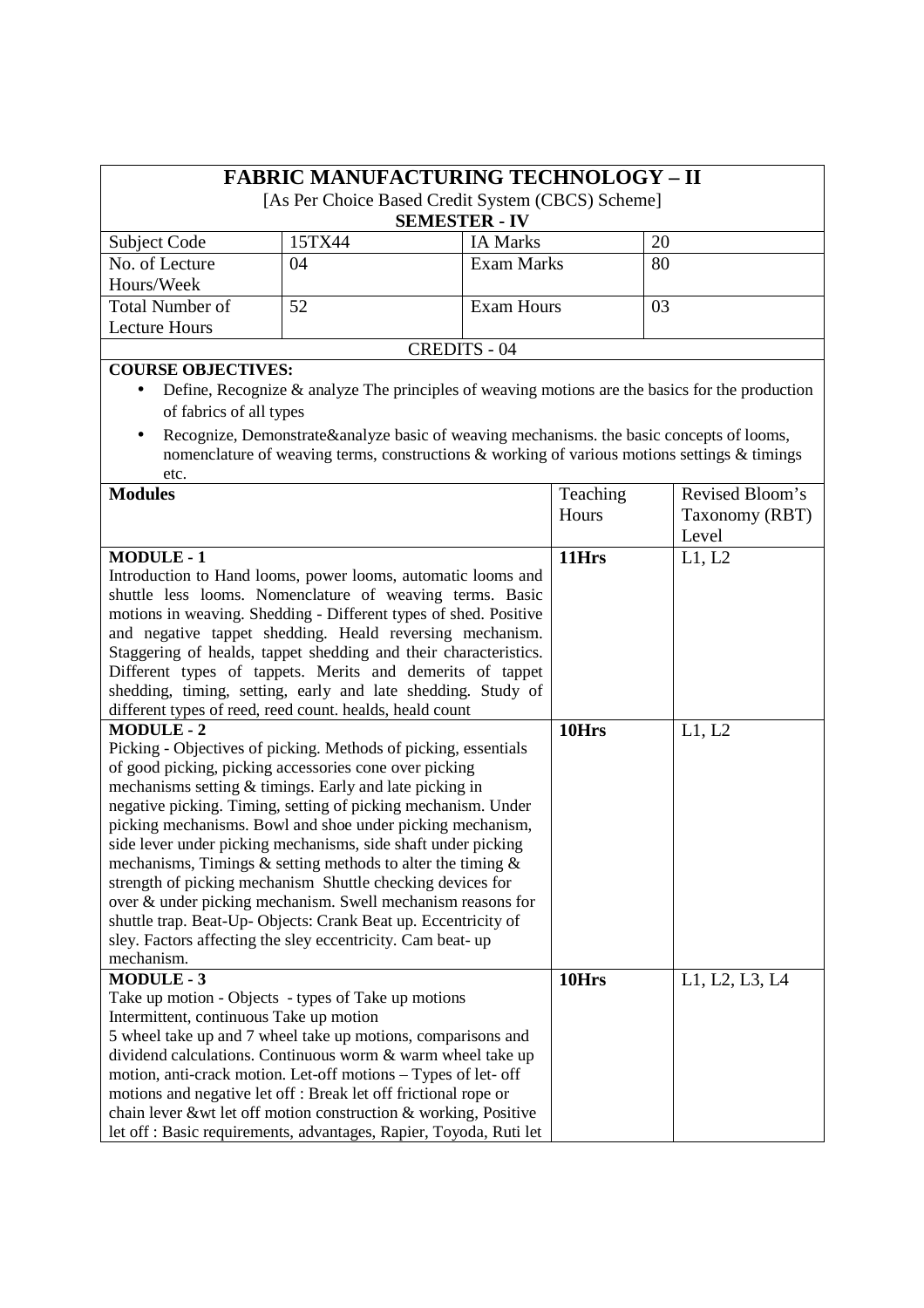# FABRIC MANUFACTURING TECHNOLOGY – II

[As Per Choice Based Credit System (CBCS) Scheme]

**SEMESTER - IV**

| Subject Code | 15TX44 | IA Marks | 20 |
|---|---|---|---|
| No. of Lecture Hours/Week | 04 | Exam Marks | 80 |
| Total Number of Lecture Hours | 52 | Exam Hours | 03 |

CREDITS - 04

**COURSE OBJECTIVES:**

- Define, Recognize & analyze The principles of weaving motions are the basics for the production of fabrics of all types
- Recognize, Demonstrate&analyze basic of weaving mechanisms. the basic concepts of looms, nomenclature of weaving terms, constructions & working of various motions settings & timings etc.

| **Modules** | Teaching Hours | Revised Bloom's Taxonomy (RBT) Level |
|---|---|---|
| **MODULE - 1**<br>Introduction to Hand looms, power looms, automatic looms and shuttle less looms. Nomenclature of weaving terms. Basic motions in weaving. Shedding - Different types of shed. Positive and negative tappet shedding. Heald reversing mechanism. Staggering of healds, tappet shedding and their characteristics. Different types of tappets. Merits and demerits of tappet shedding, timing, setting, early and late shedding. Study of different types of reed, reed count. healds, heald count | **11Hrs** | L1, L2 |
| **MODULE - 2**<br>Picking - Objectives of picking. Methods of picking, essentials of good picking, picking accessories cone over picking mechanisms setting & timings. Early and late picking in negative picking. Timing, setting of picking mechanism. Under picking mechanisms. Bowl and shoe under picking mechanism, side lever under picking mechanisms, side shaft under picking mechanisms, Timings & setting methods to alter the timing & strength of picking mechanism Shuttle checking devices for over & under picking mechanism. Swell mechanism reasons for shuttle trap. Beat-Up- Objects: Crank Beat up. Eccentricity of sley. Factors affecting the sley eccentricity. Cam beat- up mechanism. | **10Hrs** | L1, L2 |
| **MODULE - 3**<br>Take up motion - Objects - types of Take up motions Intermittent, continuous Take up motion<br>5 wheel take up and 7 wheel take up motions, comparisons and dividend calculations. Continuous worm & warm wheel take up motion, anti-crack motion. Let-off motions – Types of let- off motions and negative let off : Break let off frictional rope or chain lever &wt let off motion construction & working, Positive let off : Basic requirements, advantages, Rapier, Toyoda, Ruti let | **10Hrs** | L1, L2, L3, L4 |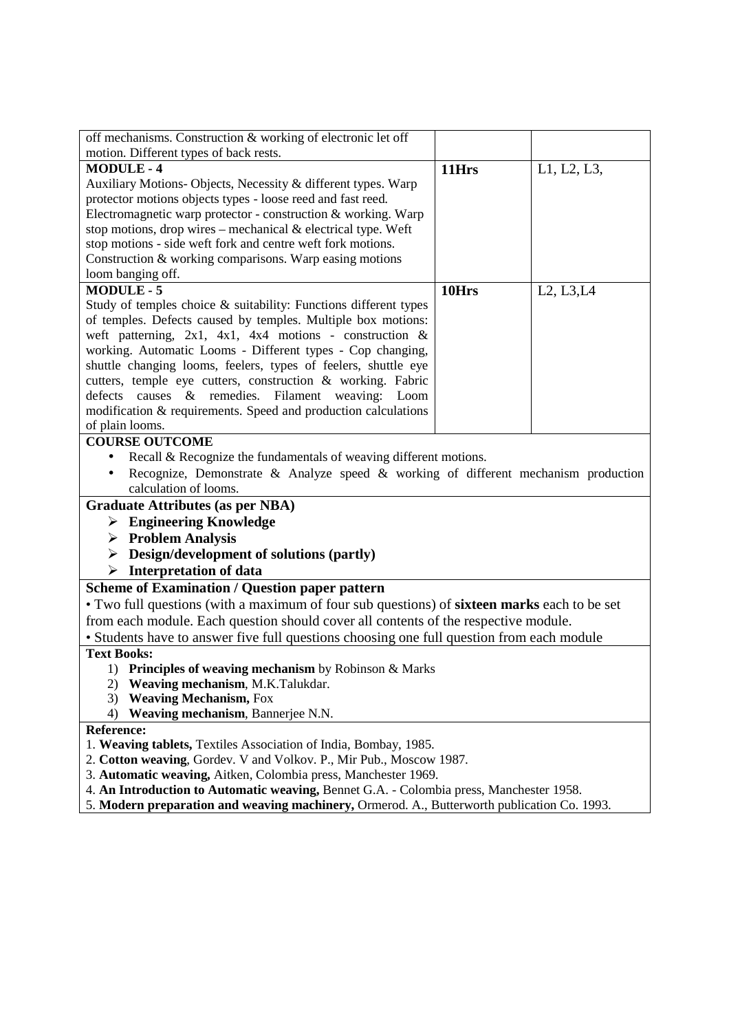| | | |
|---|---|---|
| off mechanisms. Construction & working of electronic let off motion. Different types of back rests. | | |
| **MODULE - 4**<br>Auxiliary Motions- Objects, Necessity & different types. Warp protector motions objects types - loose reed and fast reed. Electromagnetic warp protector - construction & working. Warp stop motions, drop wires – mechanical & electrical type. Weft stop motions - side weft fork and centre weft fork motions. Construction & working comparisons. Warp easing motions loom banging off. | **11Hrs** | L1, L2, L3, |
| **MODULE - 5**<br>Study of temples choice & suitability: Functions different types of temples. Defects caused by temples. Multiple box motions: weft patterning, 2x1, 4x1, 4x4 motions - construction & working. Automatic Looms - Different types - Cop changing, shuttle changing looms, feelers, types of feelers, shuttle eye cutters, temple eye cutters, construction & working. Fabric defects causes & remedies. Filament weaving: Loom modification & requirements. Speed and production calculations of plain looms. | **10Hrs** | L2, L3,L4 |

**COURSE OUTCOME**

- Recall & Recognize the fundamentals of weaving different motions.
- Recognize, Demonstrate & Analyze speed & working of different mechanism production calculation of looms.

**Graduate Attributes (as per NBA)**

- **Engineering Knowledge**
- **Problem Analysis**
- **Design/development of solutions (partly)**
- **Interpretation of data**

**Scheme of Examination / Question paper pattern**

• Two full questions (with a maximum of four sub questions) of **sixteen marks** each to be set from each module. Each question should cover all contents of the respective module.
• Students have to answer five full questions choosing one full question from each module

**Text Books:**

1) **Principles of weaving mechanism** by Robinson & Marks
2) **Weaving mechanism**, M.K.Talukdar.
3) **Weaving Mechanism,** Fox
4) **Weaving mechanism**, Bannerjee N.N.

**Reference:**

1. **Weaving tablets,** Textiles Association of India, Bombay, 1985.
2. **Cotton weaving**, Gordev. V and Volkov. P., Mir Pub., Moscow 1987.
3. **Automatic weaving,** Aitken, Colombia press, Manchester 1969.
4. **An Introduction to Automatic weaving,** Bennet G.A. - Colombia press, Manchester 1958.
5. **Modern preparation and weaving machinery,** Ormerod. A., Butterworth publication Co. 1993.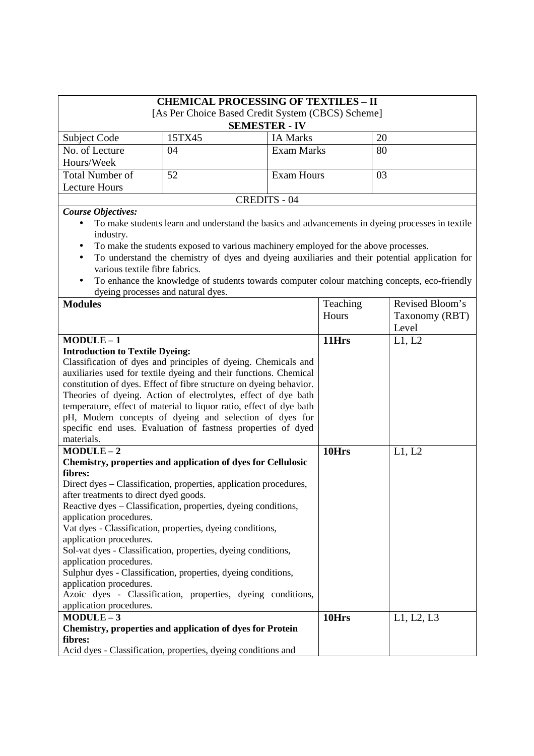## CHEMICAL PROCESSING OF TEXTILES – II

[As Per Choice Based Credit System (CBCS) Scheme]

**SEMESTER - IV**

| Subject Code | 15TX45 | IA Marks | 20 |
|---|---|---|---|
| No. of Lecture Hours/Week | 04 | Exam Marks | 80 |
| Total Number of Lecture Hours | 52 | Exam Hours | 03 |

**CREDITS - 04**

***Course Objectives:***

- To make students learn and understand the basics and advancements in dyeing processes in textile industry.
- To make the students exposed to various machinery employed for the above processes.
- To understand the chemistry of dyes and dyeing auxiliaries and their potential application for various textile fibre fabrics.
- To enhance the knowledge of students towards computer colour matching concepts, eco-friendly dyeing processes and natural dyes.

| **Modules** | Teaching Hours | Revised Bloom's Taxonomy (RBT) Level |
|---|---|---|
| **MODULE – 1**<br>**Introduction to Textile Dyeing:**<br>Classification of dyes and principles of dyeing. Chemicals and auxiliaries used for textile dyeing and their functions. Chemical constitution of dyes. Effect of fibre structure on dyeing behavior. Theories of dyeing. Action of electrolytes, effect of dye bath temperature, effect of material to liquor ratio, effect of dye bath pH, Modern concepts of dyeing and selection of dyes for specific end uses. Evaluation of fastness properties of dyed materials. | **11Hrs** | L1, L2 |
| **MODULE – 2**<br>**Chemistry, properties and application of dyes for Cellulosic fibres:**<br>Direct dyes – Classification, properties, application procedures, after treatments to direct dyed goods.<br>Reactive dyes – Classification, properties, dyeing conditions, application procedures.<br>Vat dyes - Classification, properties, dyeing conditions, application procedures.<br>Sol-vat dyes - Classification, properties, dyeing conditions, application procedures.<br>Sulphur dyes - Classification, properties, dyeing conditions, application procedures.<br>Azoic dyes - Classification, properties, dyeing conditions, application procedures. | **10Hrs** | L1, L2 |
| **MODULE – 3**<br>**Chemistry, properties and application of dyes for Protein fibres:**<br>Acid dyes - Classification, properties, dyeing conditions and | **10Hrs** | L1, L2, L3 |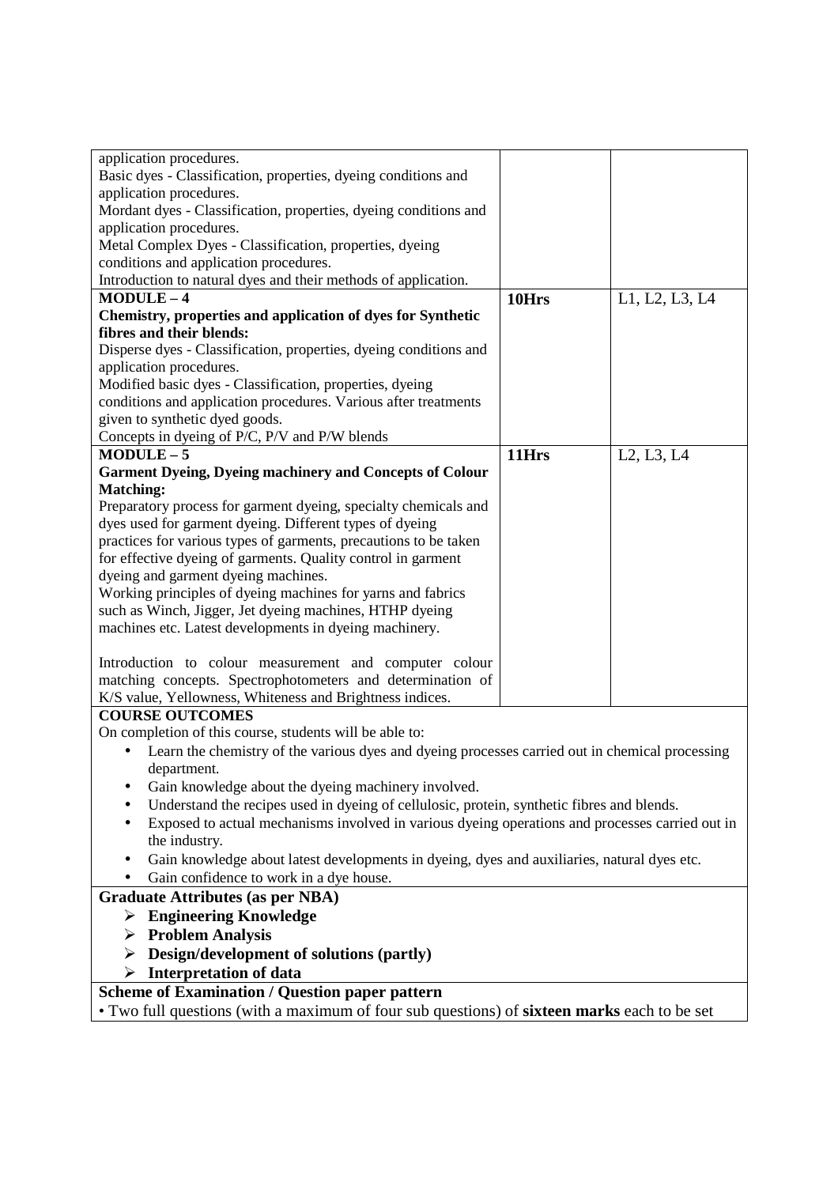| | | |
|---|---|---|
| application procedures.<br>Basic dyes - Classification, properties, dyeing conditions and application procedures.<br>Mordant dyes - Classification, properties, dyeing conditions and application procedures.<br>Metal Complex Dyes - Classification, properties, dyeing conditions and application procedures.<br>Introduction to natural dyes and their methods of application. | | |
| **MODULE – 4**<br>**Chemistry, properties and application of dyes for Synthetic fibres and their blends:**<br>Disperse dyes - Classification, properties, dyeing conditions and application procedures.<br>Modified basic dyes - Classification, properties, dyeing conditions and application procedures. Various after treatments given to synthetic dyed goods.<br>Concepts in dyeing of P/C, P/V and P/W blends | **10Hrs** | L1, L2, L3, L4 |
| **MODULE – 5**<br>**Garment Dyeing, Dyeing machinery and Concepts of Colour Matching:**<br>Preparatory process for garment dyeing, specialty chemicals and dyes used for garment dyeing. Different types of dyeing practices for various types of garments, precautions to be taken for effective dyeing of garments. Quality control in garment dyeing and garment dyeing machines.<br>Working principles of dyeing machines for yarns and fabrics such as Winch, Jigger, Jet dyeing machines, HTHP dyeing machines etc. Latest developments in dyeing machinery.<br><br>Introduction to colour measurement and computer colour matching concepts. Spectrophotometers and determination of K/S value, Yellowness, Whiteness and Brightness indices. | **11Hrs** | L2, L3, L4 |

**COURSE OUTCOMES**

On completion of this course, students will be able to:

- Learn the chemistry of the various dyes and dyeing processes carried out in chemical processing department.
- Gain knowledge about the dyeing machinery involved.
- Understand the recipes used in dyeing of cellulosic, protein, synthetic fibres and blends.
- Exposed to actual mechanisms involved in various dyeing operations and processes carried out in the industry.
- Gain knowledge about latest developments in dyeing, dyes and auxiliaries, natural dyes etc.
- Gain confidence to work in a dye house.

**Graduate Attributes (as per NBA)**

- **Engineering Knowledge**
- **Problem Analysis**
- **Design/development of solutions (partly)**
- **Interpretation of data**

**Scheme of Examination / Question paper pattern**

• Two full questions (with a maximum of four sub questions) of **sixteen marks** each to be set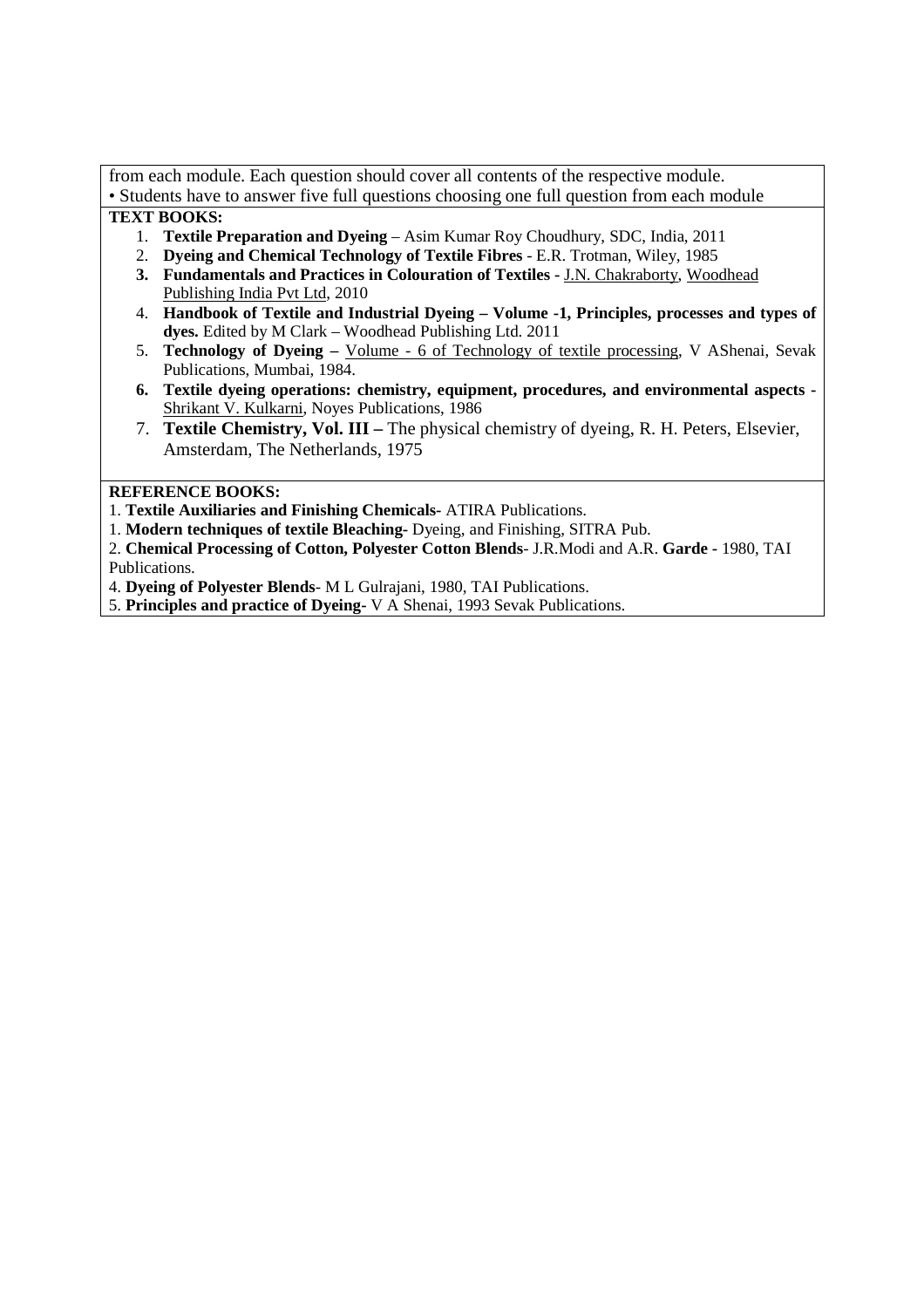from each module. Each question should cover all contents of the respective module.

• Students have to answer five full questions choosing one full question from each module

**TEXT BOOKS:**

1. **Textile Preparation and Dyeing** – Asim Kumar Roy Choudhury, SDC, India, 2011
2. **Dyeing and Chemical Technology of Textile Fibres** - E.R. Trotman, Wiley, 1985
3. **Fundamentals and Practices in Colouration of Textiles -** J.N. Chakraborty, Woodhead Publishing India Pvt Ltd, 2010
4. **Handbook of Textile and Industrial Dyeing – Volume -1, Principles, processes and types of dyes.** Edited by M Clark – Woodhead Publishing Ltd. 2011
5. **Technology of Dyeing –** Volume - 6 of Technology of textile processing, V AShenai, Sevak Publications, Mumbai, 1984.
6. **Textile dyeing operations: chemistry, equipment, procedures, and environmental aspects -** Shrikant V. Kulkarni, Noyes Publications, 1986
7. **Textile Chemistry, Vol. III –** The physical chemistry of dyeing, R. H. Peters, Elsevier, Amsterdam, The Netherlands, 1975

**REFERENCE BOOKS:**

1. **Textile Auxiliaries and Finishing Chemicals-** ATIRA Publications.

1. **Modern techniques of textile Bleaching-** Dyeing, and Finishing, SITRA Pub.

2. **Chemical Processing of Cotton, Polyester Cotton Blends**- J.R.Modi and A.R. **Garde -** 1980, TAI Publications.

4. **Dyeing of Polyester Blends**- M L Gulrajani, 1980, TAI Publications.

5. **Principles and practice of Dyeing-** V A Shenai, 1993 Sevak Publications.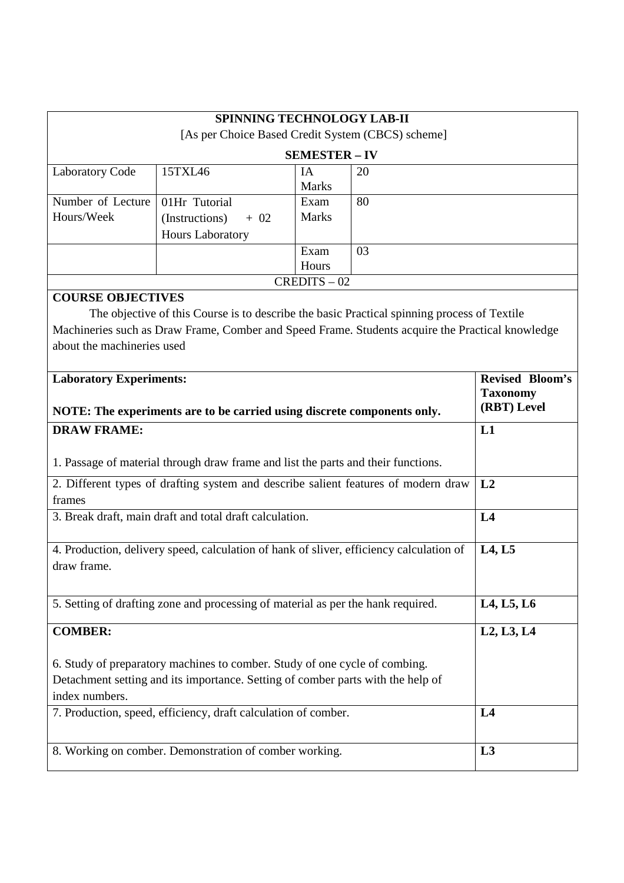| SPINNING TECHNOLOGY LAB-II<br>[As per Choice Based Credit System (CBCS) scheme]<br>SEMESTER – IV | | | |
|---|---|---|---|
| Laboratory Code | 15TXL46 | IA Marks | 20 |
| Number of Lecture Hours/Week | 01Hr Tutorial (Instructions) + 02 Hours Laboratory | Exam Marks | 80 |
| | | Exam Hours | 03 |
| CREDITS – 02 | | | |

**COURSE OBJECTIVES**

The objective of this Course is to describe the basic Practical spinning process of Textile Machineries such as Draw Frame, Comber and Speed Frame. Students acquire the Practical knowledge about the machineries used

| **Laboratory Experiments:**<br><br>**NOTE: The experiments are to be carried using discrete components only.** | **Revised Bloom's Taxonomy (RBT) Level** |
|---|---|
| **DRAW FRAME:**<br><br>1. Passage of material through draw frame and list the parts and their functions. | **L1** |
| 2. Different types of drafting system and describe salient features of modern draw frames | **L2** |
| 3. Break draft, main draft and total draft calculation. | **L4** |
| 4. Production, delivery speed, calculation of hank of sliver, efficiency calculation of draw frame. | **L4, L5** |
| 5. Setting of drafting zone and processing of material as per the hank required. | **L4, L5, L6** |
| **COMBER:**<br><br>6. Study of preparatory machines to comber. Study of one cycle of combing. Detachment setting and its importance. Setting of comber parts with the help of index numbers. | **L2, L3, L4** |
| 7. Production, speed, efficiency, draft calculation of comber. | **L4** |
| 8. Working on comber. Demonstration of comber working. | **L3** |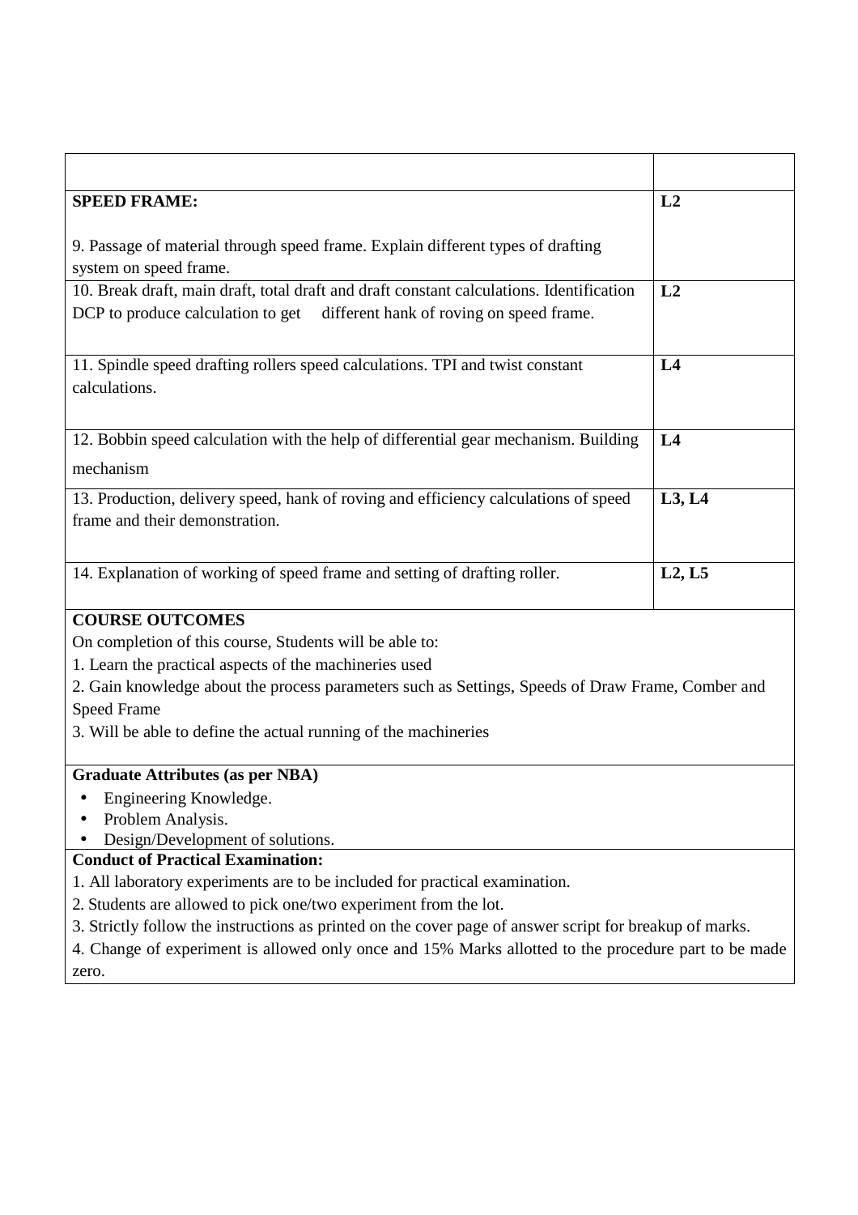| | |
|---|---|
| **SPEED FRAME:**<br><br>9. Passage of material through speed frame. Explain different types of drafting system on speed frame. | **L2** |
| 10. Break draft, main draft, total draft and draft constant calculations. Identification DCP to produce calculation to get different hank of roving on speed frame. | **L2** |
| 11. Spindle speed drafting rollers speed calculations. TPI and twist constant calculations. | **L4** |
| 12. Bobbin speed calculation with the help of differential gear mechanism. Building mechanism | **L4** |
| 13. Production, delivery speed, hank of roving and efficiency calculations of speed frame and their demonstration. | **L3, L4** |
| 14. Explanation of working of speed frame and setting of drafting roller. | **L2, L5** |

**COURSE OUTCOMES**

On completion of this course, Students will be able to:

1. Learn the practical aspects of the machineries used
2. Gain knowledge about the process parameters such as Settings, Speeds of Draw Frame, Comber and Speed Frame
3. Will be able to define the actual running of the machineries

**Graduate Attributes (as per NBA)**

- Engineering Knowledge.
- Problem Analysis.
- Design/Development of solutions.

**Conduct of Practical Examination:**

1. All laboratory experiments are to be included for practical examination.
2. Students are allowed to pick one/two experiment from the lot.
3. Strictly follow the instructions as printed on the cover page of answer script for breakup of marks.
4. Change of experiment is allowed only once and 15% Marks allotted to the procedure part to be made zero.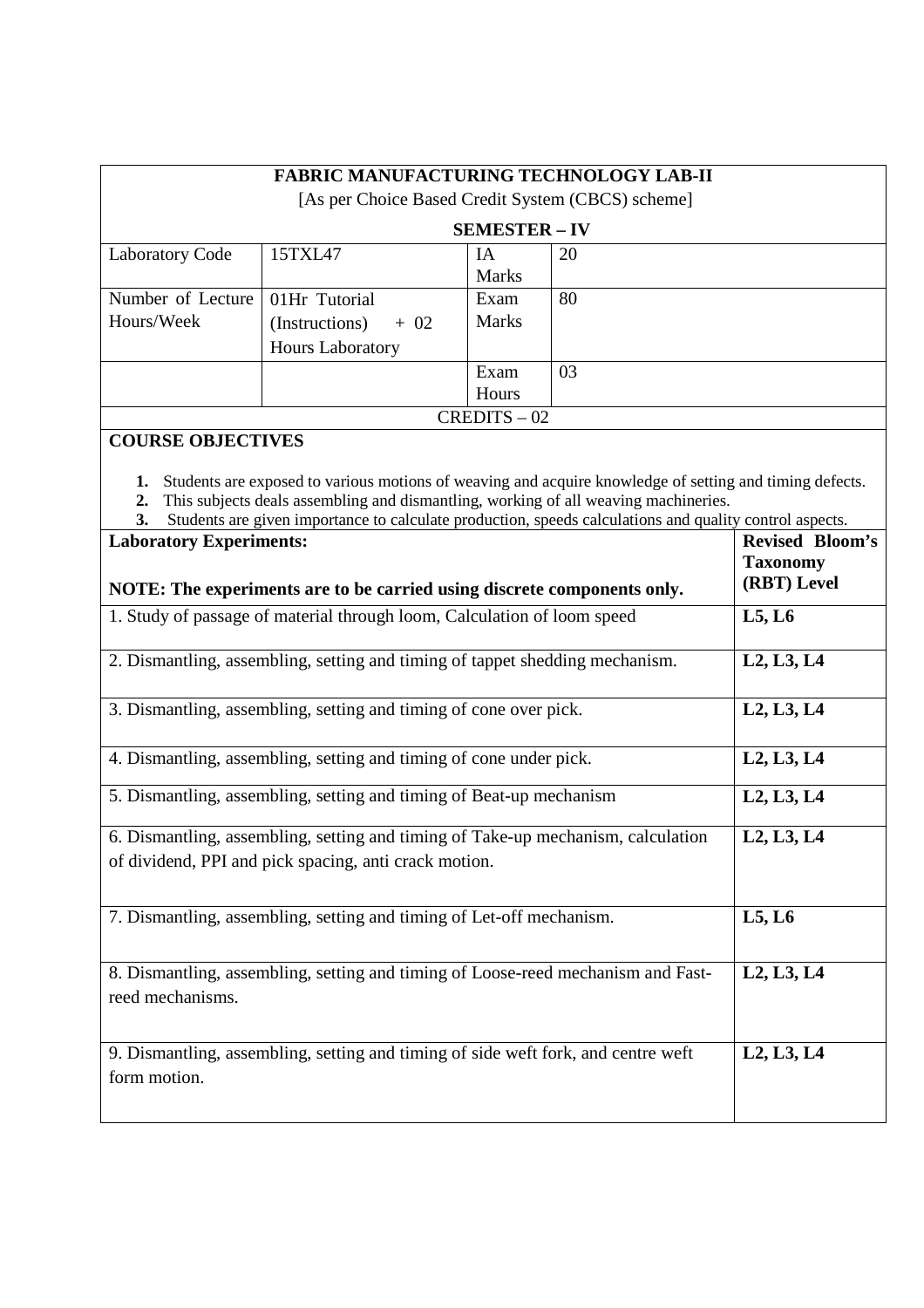**FABRIC MANUFACTURING TECHNOLOGY LAB-II**

[As per Choice Based Credit System (CBCS) scheme]

**SEMESTER – IV**

| Laboratory Code | 15TXL47 | IA Marks | 20 |
|---|---|---|---|
| Number of Lecture Hours/Week | 01Hr Tutorial (Instructions) + 02 Hours Laboratory | Exam Marks | 80 |
| | | Exam Hours | 03 |

CREDITS – 02

**COURSE OBJECTIVES**

1. Students are exposed to various motions of weaving and acquire knowledge of setting and timing defects.
2. This subjects deals assembling and dismantling, working of all weaving machineries.
3. Students are given importance to calculate production, speeds calculations and quality control aspects.

| **Laboratory Experiments:** <br><br> **NOTE: The experiments are to be carried using discrete components only.** | **Revised Bloom's Taxonomy (RBT) Level** |
|---|---|
| 1. Study of passage of material through loom, Calculation of loom speed | **L5, L6** |
| 2. Dismantling, assembling, setting and timing of tappet shedding mechanism. | **L2, L3, L4** |
| 3. Dismantling, assembling, setting and timing of cone over pick. | **L2, L3, L4** |
| 4. Dismantling, assembling, setting and timing of cone under pick. | **L2, L3, L4** |
| 5. Dismantling, assembling, setting and timing of Beat-up mechanism | **L2, L3, L4** |
| 6. Dismantling, assembling, setting and timing of Take-up mechanism, calculation of dividend, PPI and pick spacing, anti crack motion. | **L2, L3, L4** |
| 7. Dismantling, assembling, setting and timing of Let-off mechanism. | **L5, L6** |
| 8. Dismantling, assembling, setting and timing of Loose-reed mechanism and Fast-reed mechanisms. | **L2, L3, L4** |
| 9. Dismantling, assembling, setting and timing of side weft fork, and centre weft form motion. | **L2, L3, L4** |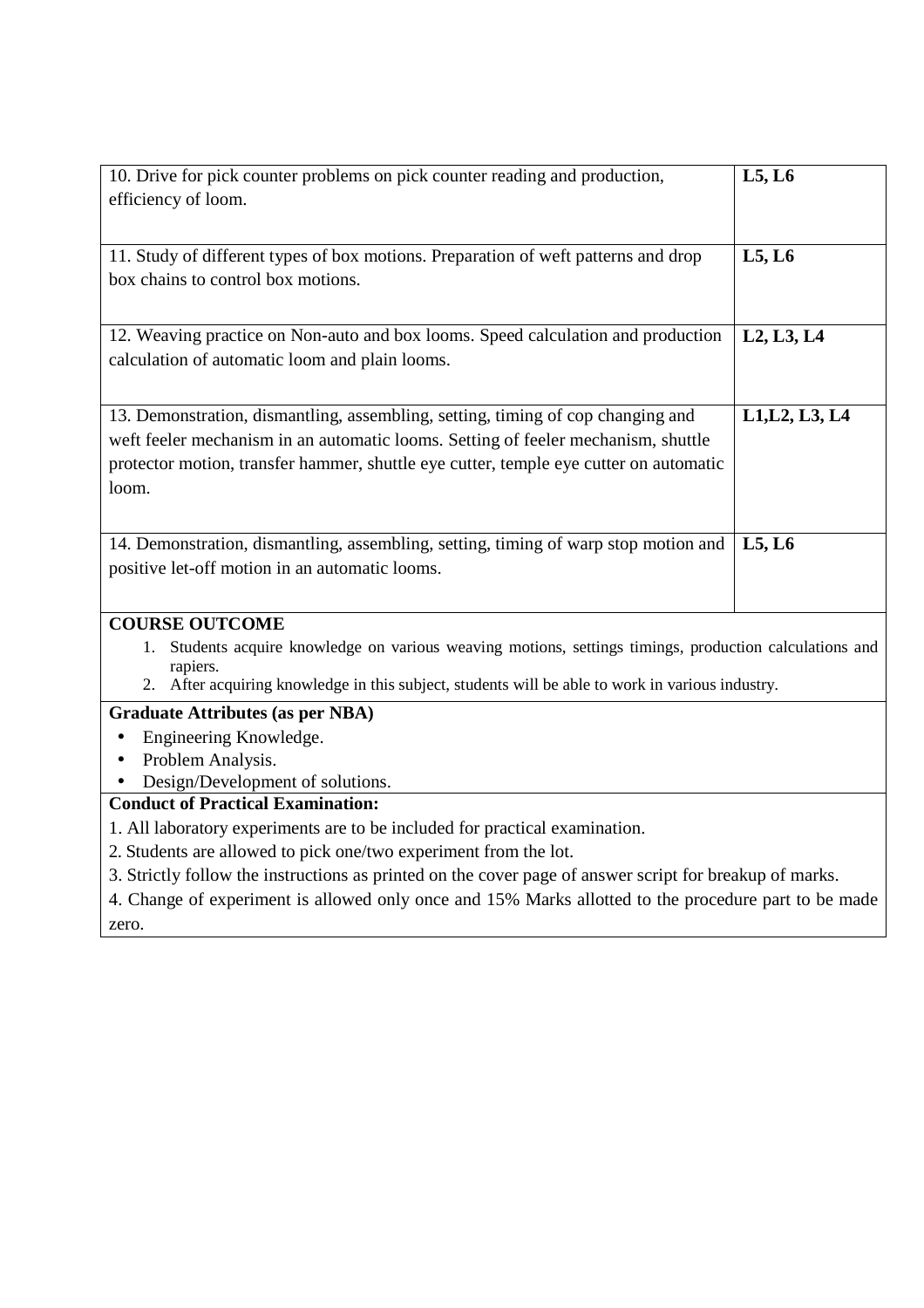| | |
|---|---|
| 10. Drive for pick counter problems on pick counter reading and production, efficiency of loom. | **L5, L6** |
| 11. Study of different types of box motions. Preparation of weft patterns and drop box chains to control box motions. | **L5, L6** |
| 12. Weaving practice on Non-auto and box looms. Speed calculation and production calculation of automatic loom and plain looms. | **L2, L3, L4** |
| 13. Demonstration, dismantling, assembling, setting, timing of cop changing and weft feeler mechanism in an automatic looms. Setting of feeler mechanism, shuttle protector motion, transfer hammer, shuttle eye cutter, temple eye cutter on automatic loom. | **L1,L2, L3, L4** |
| 14. Demonstration, dismantling, assembling, setting, timing of warp stop motion and positive let-off motion in an automatic looms. | **L5, L6** |

**COURSE OUTCOME**

1. Students acquire knowledge on various weaving motions, settings timings, production calculations and rapiers.
2. After acquiring knowledge in this subject, students will be able to work in various industry.

**Graduate Attributes (as per NBA)**

- Engineering Knowledge.
- Problem Analysis.
- Design/Development of solutions.

**Conduct of Practical Examination:**

1. All laboratory experiments are to be included for practical examination.
2. Students are allowed to pick one/two experiment from the lot.
3. Strictly follow the instructions as printed on the cover page of answer script for breakup of marks.
4. Change of experiment is allowed only once and 15% Marks allotted to the procedure part to be made zero.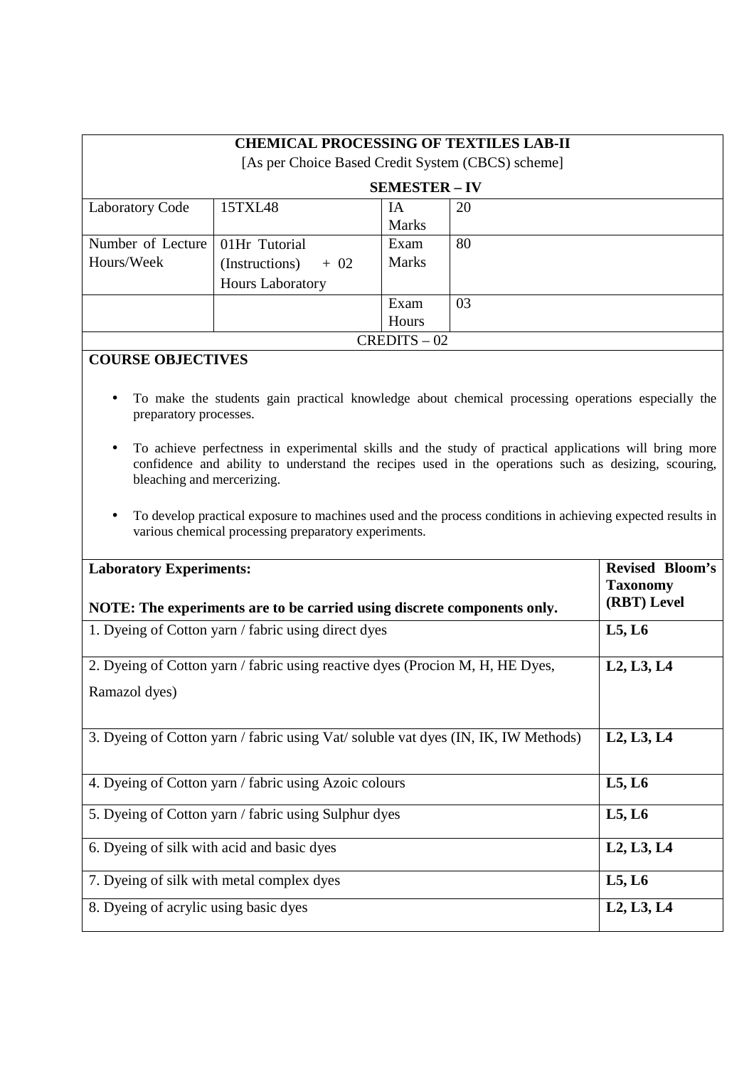| **CHEMICAL PROCESSING OF TEXTILES LAB-II**<br>[As per Choice Based Credit System (CBCS) scheme]<br>**SEMESTER – IV** | | | |
|---|---|---|---|
| Laboratory Code | 15TXL48 | IA Marks | 20 |
| Number of Lecture Hours/Week | 01Hr Tutorial (Instructions) + 02 Hours Laboratory | Exam Marks | 80 |
| | | Exam Hours | 03 |
| CREDITS – 02 | | | |

**COURSE OBJECTIVES**

- To make the students gain practical knowledge about chemical processing operations especially the preparatory processes.
- To achieve perfectness in experimental skills and the study of practical applications will bring more confidence and ability to understand the recipes used in the operations such as desizing, scouring, bleaching and mercerizing.
- To develop practical exposure to machines used and the process conditions in achieving expected results in various chemical processing preparatory experiments.

| **Laboratory Experiments:**<br><br>**NOTE: The experiments are to be carried using discrete components only.** | **Revised Bloom's Taxonomy (RBT) Level** |
|---|---|
| 1. Dyeing of Cotton yarn / fabric using direct dyes | **L5, L6** |
| 2. Dyeing of Cotton yarn / fabric using reactive dyes (Procion M, H, HE Dyes, Ramazol dyes) | **L2, L3, L4** |
| 3. Dyeing of Cotton yarn / fabric using Vat/ soluble vat dyes (IN, IK, IW Methods) | **L2, L3, L4** |
| 4. Dyeing of Cotton yarn / fabric using Azoic colours | **L5, L6** |
| 5. Dyeing of Cotton yarn / fabric using Sulphur dyes | **L5, L6** |
| 6. Dyeing of silk with acid and basic dyes | **L2, L3, L4** |
| 7. Dyeing of silk with metal complex dyes | **L5, L6** |
| 8. Dyeing of acrylic using basic dyes | **L2, L3, L4** |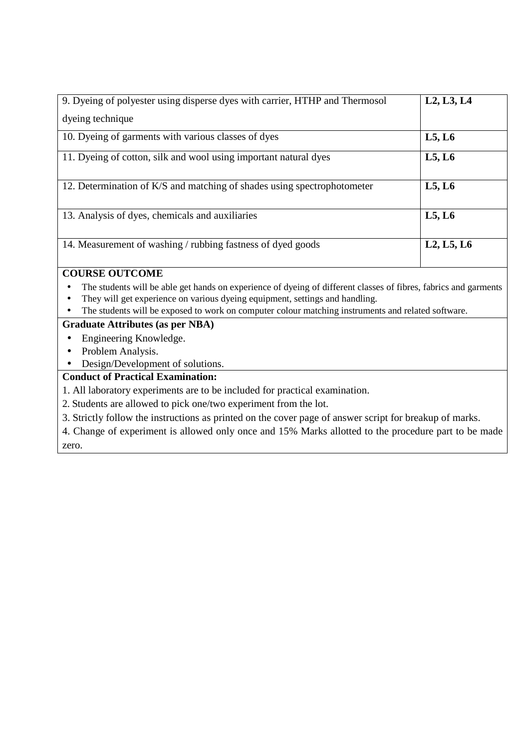| | |
|---|---|
| 9. Dyeing of polyester using disperse dyes with carrier, HTHP and Thermosol dyeing technique | **L2, L3, L4** |
| 10. Dyeing of garments with various classes of dyes | **L5, L6** |
| 11. Dyeing of cotton, silk and wool using important natural dyes | **L5, L6** |
| 12. Determination of K/S and matching of shades using spectrophotometer | **L5, L6** |
| 13. Analysis of dyes, chemicals and auxiliaries | **L5, L6** |
| 14. Measurement of washing / rubbing fastness of dyed goods | **L2, L5, L6** |

**COURSE OUTCOME**

- The students will be able get hands on experience of dyeing of different classes of fibres, fabrics and garments
- They will get experience on various dyeing equipment, settings and handling.
- The students will be exposed to work on computer colour matching instruments and related software.

**Graduate Attributes (as per NBA)**

- Engineering Knowledge.
- Problem Analysis.
- Design/Development of solutions.

**Conduct of Practical Examination:**

1. All laboratory experiments are to be included for practical examination.
2. Students are allowed to pick one/two experiment from the lot.
3. Strictly follow the instructions as printed on the cover page of answer script for breakup of marks.
4. Change of experiment is allowed only once and 15% Marks allotted to the procedure part to be made zero.